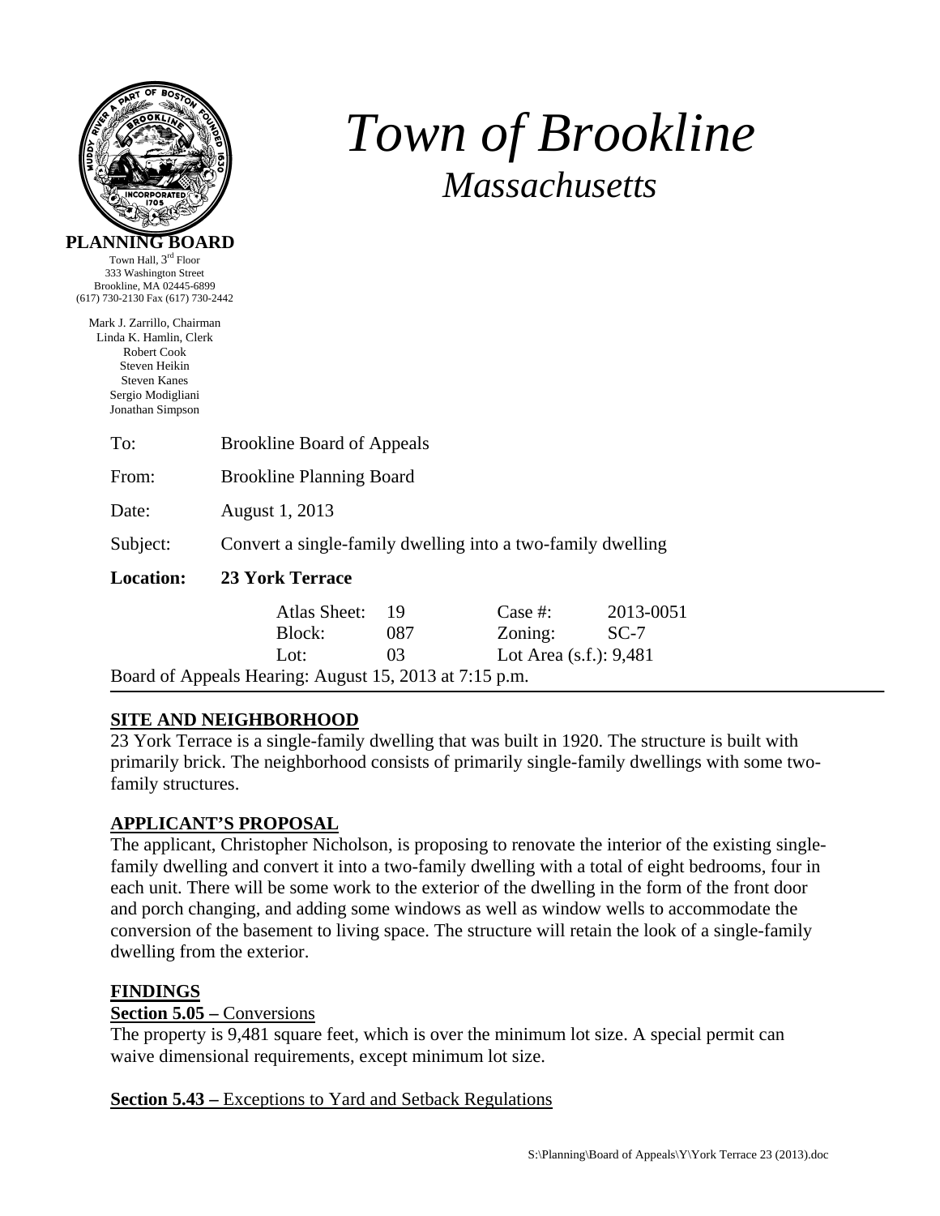# Town of Brookline

## *Massachusetts*

**PLANNING BOARD**

Town Hall, 3rd Floor
333 Washington Street
Brookline, MA 02445-6899
(617) 730-2130 Fax (617) 730-2442

Mark J. Zarrillo, Chairman
Linda K. Hamlin, Clerk
Robert Cook
Steven Heikin
Steven Kanes
Sergio Modigliani
Jonathan Simpson

To: Brookline Board of Appeals

From: Brookline Planning Board

Date: August 1, 2013

Subject: Convert a single-family dwelling into a two-family dwelling

**Location: 23 York Terrace**

| | | | |
|---|---|---|---|
| Atlas Sheet: | 19 | Case #: | 2013-0051 |
| Block: | 087 | Zoning: | SC-7 |
| Lot: | 03 | Lot Area (s.f.): | 9,481 |

Board of Appeals Hearing: August 15, 2013 at 7:15 p.m.

---

**SITE AND NEIGHBORHOOD**

23 York Terrace is a single-family dwelling that was built in 1920. The structure is built with primarily brick. The neighborhood consists of primarily single-family dwellings with some two-family structures.

**APPLICANT'S PROPOSAL**

The applicant, Christopher Nicholson, is proposing to renovate the interior of the existing single-family dwelling and convert it into a two-family dwelling with a total of eight bedrooms, four in each unit. There will be some work to the exterior of the dwelling in the form of the front door and porch changing, and adding some windows as well as window wells to accommodate the conversion of the basement to living space. The structure will retain the look of a single-family dwelling from the exterior.

**FINDINGS**

**Section 5.05 –** Conversions

The property is 9,481 square feet, which is over the minimum lot size. A special permit can waive dimensional requirements, except minimum lot size.

**Section 5.43 –** Exceptions to Yard and Setback Regulations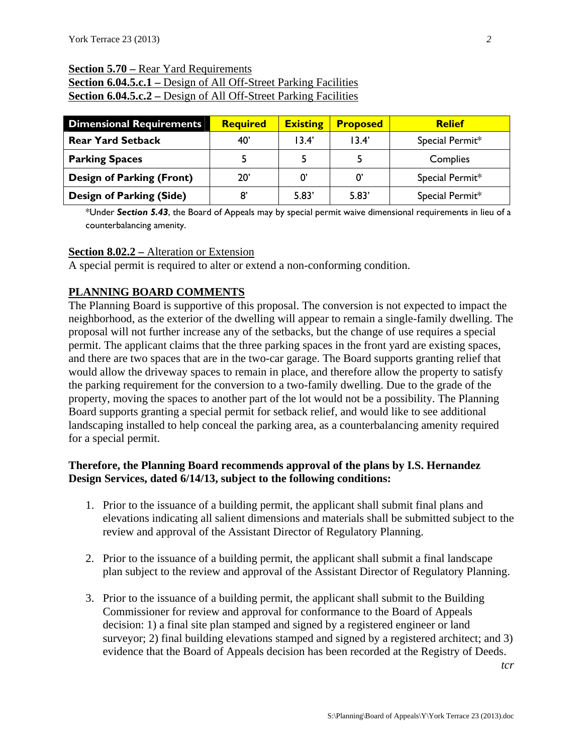**Section 5.70 –** Rear Yard Requirements
**Section 6.04.5.c.1 –** Design of All Off-Street Parking Facilities
**Section 6.04.5.c.2 –** Design of All Off-Street Parking Facilities

| Dimensional Requirements | Required | Existing | Proposed | Relief |
|---|---|---|---|---|
| **Rear Yard Setback** | 40' | 13.4' | 13.4' | Special Permit* |
| **Parking Spaces** | 5 | 5 | 5 | Complies |
| **Design of Parking (Front)** | 20' | 0' | 0' | Special Permit* |
| **Design of Parking (Side)** | 8' | 5.83' | 5.83' | Special Permit* |

*Under ***Section 5.43***, the Board of Appeals may by special permit waive dimensional requirements in lieu of a counterbalancing amenity.

**Section 8.02.2 –** Alteration or Extension
A special permit is required to alter or extend a non-conforming condition.

## PLANNING BOARD COMMENTS

The Planning Board is supportive of this proposal. The conversion is not expected to impact the neighborhood, as the exterior of the dwelling will appear to remain a single-family dwelling. The proposal will not further increase any of the setbacks, but the change of use requires a special permit. The applicant claims that the three parking spaces in the front yard are existing spaces, and there are two spaces that are in the two-car garage. The Board supports granting relief that would allow the driveway spaces to remain in place, and therefore allow the property to satisfy the parking requirement for the conversion to a two-family dwelling. Due to the grade of the property, moving the spaces to another part of the lot would not be a possibility. The Planning Board supports granting a special permit for setback relief, and would like to see additional landscaping installed to help conceal the parking area, as a counterbalancing amenity required for a special permit.

**Therefore, the Planning Board recommends approval of the plans by I.S. Hernandez Design Services, dated 6/14/13, subject to the following conditions:**

1. Prior to the issuance of a building permit, the applicant shall submit final plans and elevations indicating all salient dimensions and materials shall be submitted subject to the review and approval of the Assistant Director of Regulatory Planning.

2. Prior to the issuance of a building permit, the applicant shall submit a final landscape plan subject to the review and approval of the Assistant Director of Regulatory Planning.

3. Prior to the issuance of a building permit, the applicant shall submit to the Building Commissioner for review and approval for conformance to the Board of Appeals decision: 1) a final site plan stamped and signed by a registered engineer or land surveyor; 2) final building elevations stamped and signed by a registered architect; and 3) evidence that the Board of Appeals decision has been recorded at the Registry of Deeds.

*tcr*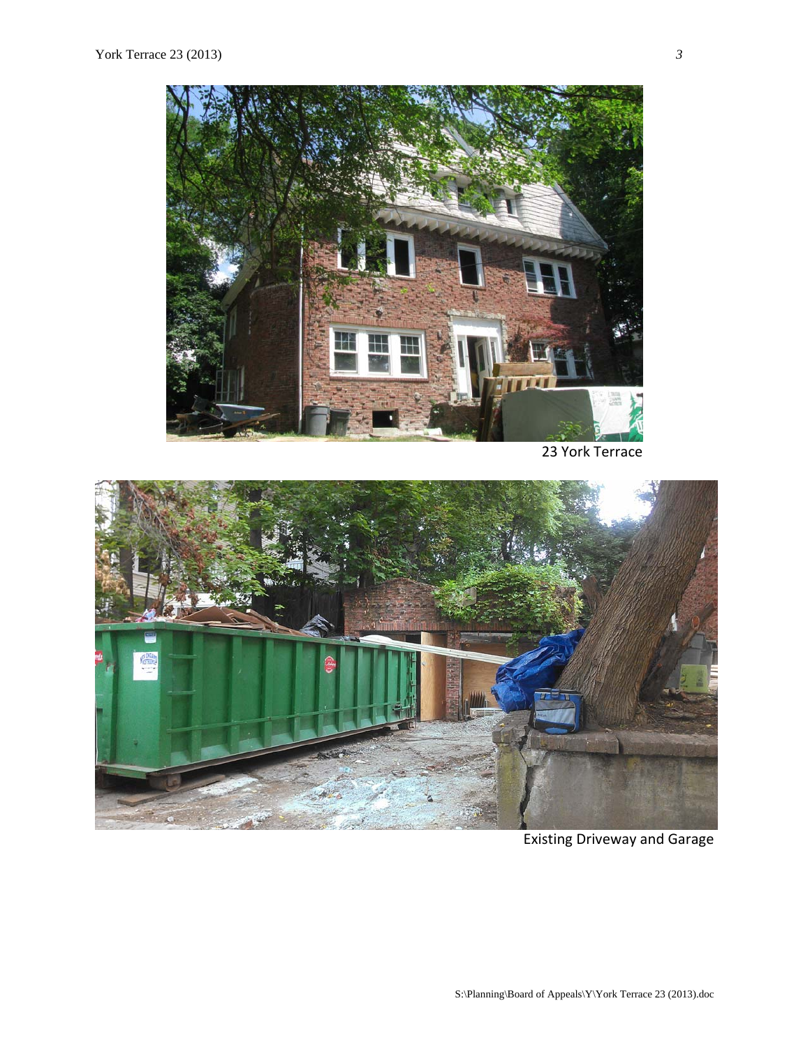23 York Terrace

Existing Driveway and Garage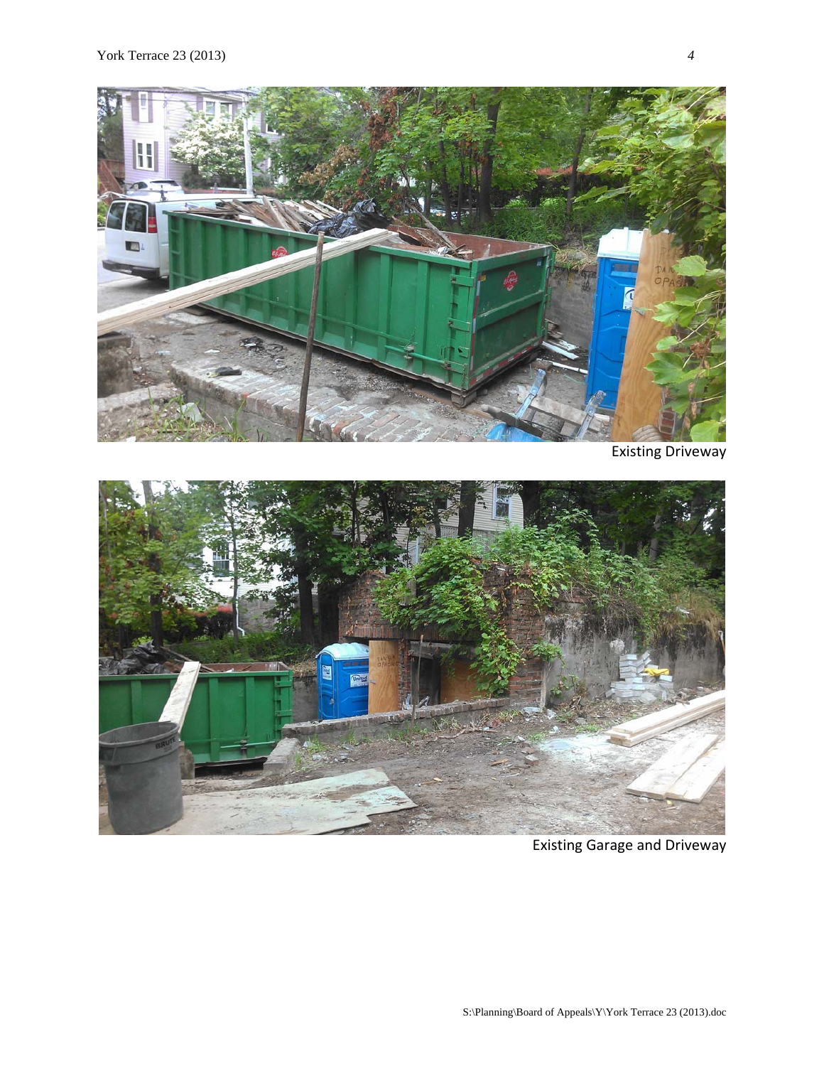Existing Driveway

Existing Garage and Driveway

S:\Planning\Board of Appeals\Y\York Terrace 23 (2013).doc